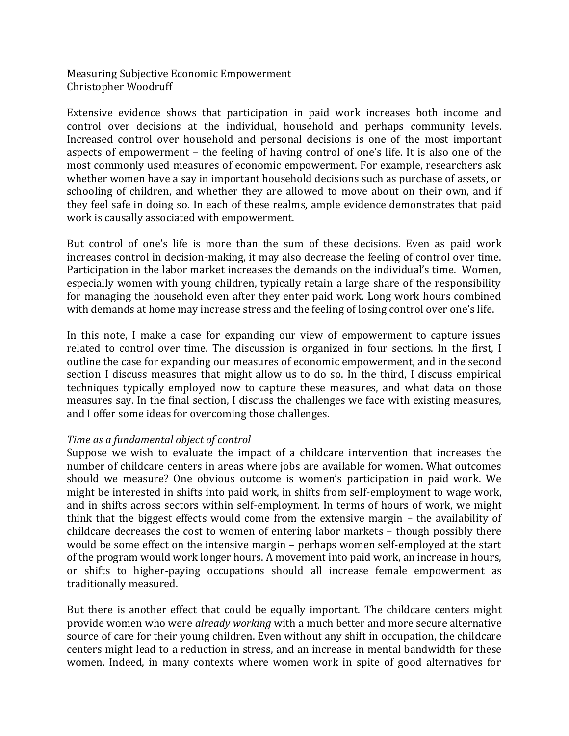# Measuring Subjective Economic Empowerment

Christopher Woodruff

Extensive evidence shows that participation in paid work increases both income and control over decisions at the individual, household and perhaps community levels. Increased control over household and personal decisions is one of the most important aspects of empowerment – the feeling of having control of one's life. It is also one of the most commonly used measures of economic empowerment. For example, researchers ask whether women have a say in important household decisions such as purchase of assets, or schooling of children, and whether they are allowed to move about on their own, and if they feel safe in doing so. In each of these realms, ample evidence demonstrates that paid work is causally associated with empowerment.

But control of one's life is more than the sum of these decisions. Even as paid work increases control in decision-making, it may also decrease the feeling of control over time. Participation in the labor market increases the demands on the individual's time. Women, especially women with young children, typically retain a large share of the responsibility for managing the household even after they enter paid work. Long work hours combined with demands at home may increase stress and the feeling of losing control over one's life.

In this note, I make a case for expanding our view of empowerment to capture issues related to control over time. The discussion is organized in four sections. In the first, I outline the case for expanding our measures of economic empowerment, and in the second section I discuss measures that might allow us to do so. In the third, I discuss empirical techniques typically employed now to capture these measures, and what data on those measures say. In the final section, I discuss the challenges we face with existing measures, and I offer some ideas for overcoming those challenges.

## *Time as a fundamental object of control*

Suppose we wish to evaluate the impact of a childcare intervention that increases the number of childcare centers in areas where jobs are available for women. What outcomes should we measure? One obvious outcome is women's participation in paid work. We might be interested in shifts into paid work, in shifts from self-employment to wage work, and in shifts across sectors within self-employment. In terms of hours of work, we might think that the biggest effects would come from the extensive margin – the availability of childcare decreases the cost to women of entering labor markets – though possibly there would be some effect on the intensive margin – perhaps women self-employed at the start of the program would work longer hours. A movement into paid work, an increase in hours, or shifts to higher-paying occupations should all increase female empowerment as traditionally measured.

But there is another effect that could be equally important. The childcare centers might provide women who were *already working* with a much better and more secure alternative source of care for their young children. Even without any shift in occupation, the childcare centers might lead to a reduction in stress, and an increase in mental bandwidth for these women. Indeed, in many contexts where women work in spite of good alternatives for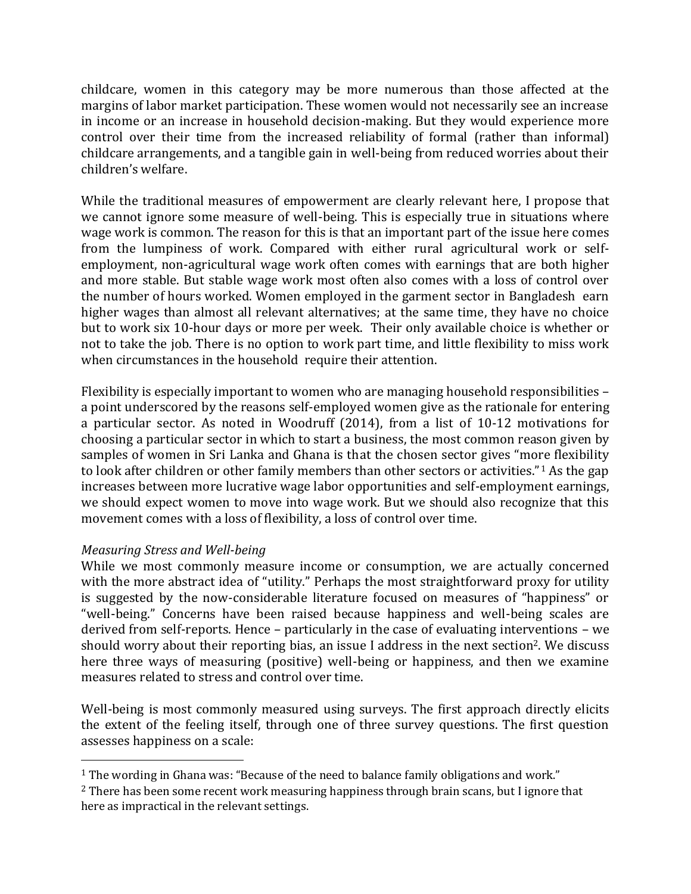childcare, women in this category may be more numerous than those affected at the margins of labor market participation. These women would not necessarily see an increase in income or an increase in household decision-making. But they would experience more control over their time from the increased reliability of formal (rather than informal) childcare arrangements, and a tangible gain in well-being from reduced worries about their children's welfare.

While the traditional measures of empowerment are clearly relevant here, I propose that we cannot ignore some measure of well-being. This is especially true in situations where wage work is common. The reason for this is that an important part of the issue here comes from the lumpiness of work. Compared with either rural agricultural work or self-employment, non-agricultural wage work often comes with earnings that are both higher and more stable. But stable wage work most often also comes with a loss of control over the number of hours worked. Women employed in the garment sector in Bangladesh earn higher wages than almost all relevant alternatives; at the same time, they have no choice but to work six 10-hour days or more per week. Their only available choice is whether or not to take the job. There is no option to work part time, and little flexibility to miss work when circumstances in the household require their attention.

Flexibility is especially important to women who are managing household responsibilities – a point underscored by the reasons self-employed women give as the rationale for entering a particular sector. As noted in Woodruff (2014), from a list of 10-12 motivations for choosing a particular sector in which to start a business, the most common reason given by samples of women in Sri Lanka and Ghana is that the chosen sector gives "more flexibility to look after children or other family members than other sectors or activities."[1] As the gap increases between more lucrative wage labor opportunities and self-employment earnings, we should expect women to move into wage work. But we should also recognize that this movement comes with a loss of flexibility, a loss of control over time.

*Measuring Stress and Well-being*

While we most commonly measure income or consumption, we are actually concerned with the more abstract idea of "utility." Perhaps the most straightforward proxy for utility is suggested by the now-considerable literature focused on measures of "happiness" or "well-being." Concerns have been raised because happiness and well-being scales are derived from self-reports. Hence – particularly in the case of evaluating interventions – we should worry about their reporting bias, an issue I address in the next section[2]. We discuss here three ways of measuring (positive) well-being or happiness, and then we examine measures related to stress and control over time.

Well-being is most commonly measured using surveys. The first approach directly elicits the extent of the feeling itself, through one of three survey questions. The first question assesses happiness on a scale:

[1] The wording in Ghana was: "Because of the need to balance family obligations and work."

[2] There has been some recent work measuring happiness through brain scans, but I ignore that here as impractical in the relevant settings.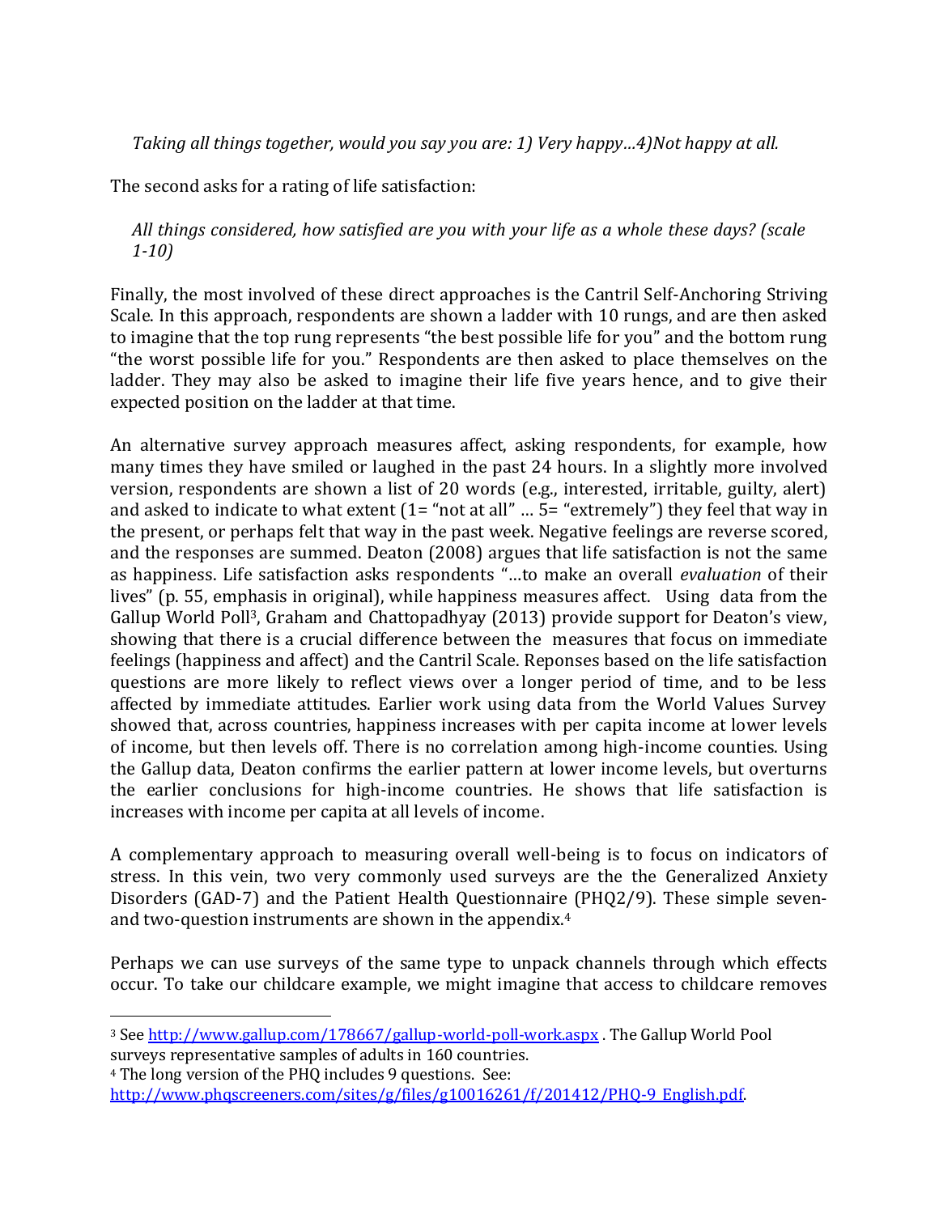*Taking all things together, would you say you are: 1) Very happy…4)Not happy at all.*

The second asks for a rating of life satisfaction:

*All things considered, how satisfied are you with your life as a whole these days? (scale 1-10)*

Finally, the most involved of these direct approaches is the Cantril Self-Anchoring Striving Scale. In this approach, respondents are shown a ladder with 10 rungs, and are then asked to imagine that the top rung represents "the best possible life for you" and the bottom rung "the worst possible life for you." Respondents are then asked to place themselves on the ladder. They may also be asked to imagine their life five years hence, and to give their expected position on the ladder at that time.

An alternative survey approach measures affect, asking respondents, for example, how many times they have smiled or laughed in the past 24 hours. In a slightly more involved version, respondents are shown a list of 20 words (e.g., interested, irritable, guilty, alert) and asked to indicate to what extent (1= "not at all" … 5= "extremely") they feel that way in the present, or perhaps felt that way in the past week. Negative feelings are reverse scored, and the responses are summed. Deaton (2008) argues that life satisfaction is not the same as happiness. Life satisfaction asks respondents "…to make an overall *evaluation* of their lives" (p. 55, emphasis in original), while happiness measures affect. Using data from the Gallup World Poll[3], Graham and Chattopadhyay (2013) provide support for Deaton's view, showing that there is a crucial difference between the measures that focus on immediate feelings (happiness and affect) and the Cantril Scale. Reponses based on the life satisfaction questions are more likely to reflect views over a longer period of time, and to be less affected by immediate attitudes. Earlier work using data from the World Values Survey showed that, across countries, happiness increases with per capita income at lower levels of income, but then levels off. There is no correlation among high-income counties. Using the Gallup data, Deaton confirms the earlier pattern at lower income levels, but overturns the earlier conclusions for high-income countries. He shows that life satisfaction is increases with income per capita at all levels of income.

A complementary approach to measuring overall well-being is to focus on indicators of stress. In this vein, two very commonly used surveys are the the Generalized Anxiety Disorders (GAD-7) and the Patient Health Questionnaire (PHQ2/9). These simple seven- and two-question instruments are shown in the appendix.[4]

Perhaps we can use surveys of the same type to unpack channels through which effects occur. To take our childcare example, we might imagine that access to childcare removes

---

[3] See http://www.gallup.com/178667/gallup-world-poll-work.aspx . The Gallup World Pool surveys representative samples of adults in 160 countries.

[4] The long version of the PHQ includes 9 questions. See: http://www.phqscreeners.com/sites/g/files/g10016261/f/201412/PHQ-9_English.pdf.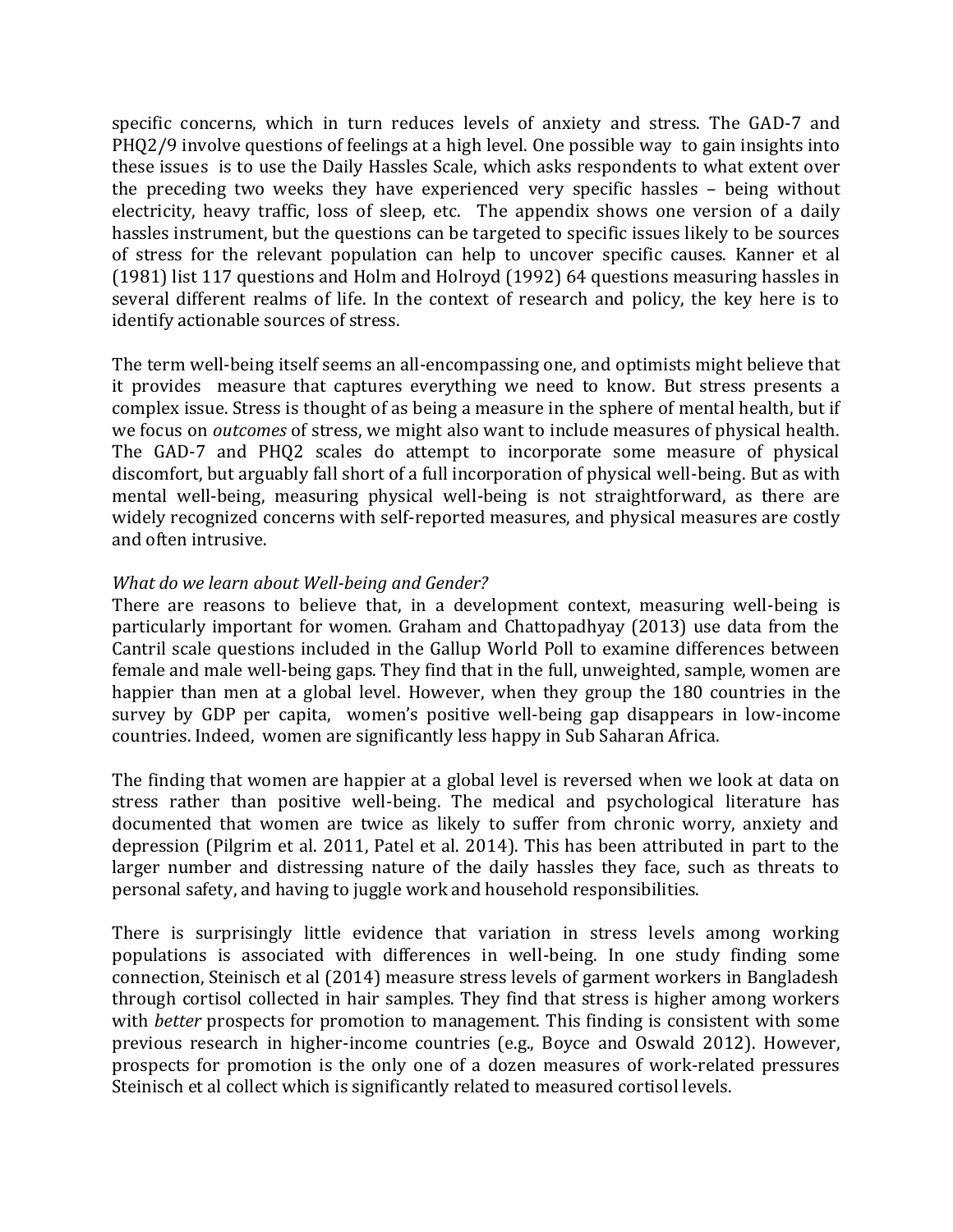specific concerns, which in turn reduces levels of anxiety and stress. The GAD-7 and PHQ2/9 involve questions of feelings at a high level. One possible way to gain insights into these issues is to use the Daily Hassles Scale, which asks respondents to what extent over the preceding two weeks they have experienced very specific hassles – being without electricity, heavy traffic, loss of sleep, etc. The appendix shows one version of a daily hassles instrument, but the questions can be targeted to specific issues likely to be sources of stress for the relevant population can help to uncover specific causes. Kanner et al (1981) list 117 questions and Holm and Holroyd (1992) 64 questions measuring hassles in several different realms of life. In the context of research and policy, the key here is to identify actionable sources of stress.

The term well-being itself seems an all-encompassing one, and optimists might believe that it provides measure that captures everything we need to know. But stress presents a complex issue. Stress is thought of as being a measure in the sphere of mental health, but if we focus on *outcomes* of stress, we might also want to include measures of physical health. The GAD-7 and PHQ2 scales do attempt to incorporate some measure of physical discomfort, but arguably fall short of a full incorporation of physical well-being. But as with mental well-being, measuring physical well-being is not straightforward, as there are widely recognized concerns with self-reported measures, and physical measures are costly and often intrusive.

*What do we learn about Well-being and Gender?*

There are reasons to believe that, in a development context, measuring well-being is particularly important for women. Graham and Chattopadhyay (2013) use data from the Cantril scale questions included in the Gallup World Poll to examine differences between female and male well-being gaps. They find that in the full, unweighted, sample, women are happier than men at a global level. However, when they group the 180 countries in the survey by GDP per capita, women's positive well-being gap disappears in low-income countries. Indeed, women are significantly less happy in Sub Saharan Africa.

The finding that women are happier at a global level is reversed when we look at data on stress rather than positive well-being. The medical and psychological literature has documented that women are twice as likely to suffer from chronic worry, anxiety and depression (Pilgrim et al. 2011, Patel et al. 2014). This has been attributed in part to the larger number and distressing nature of the daily hassles they face, such as threats to personal safety, and having to juggle work and household responsibilities.

There is surprisingly little evidence that variation in stress levels among working populations is associated with differences in well-being. In one study finding some connection, Steinisch et al (2014) measure stress levels of garment workers in Bangladesh through cortisol collected in hair samples. They find that stress is higher among workers with *better* prospects for promotion to management. This finding is consistent with some previous research in higher-income countries (e.g., Boyce and Oswald 2012). However, prospects for promotion is the only one of a dozen measures of work-related pressures Steinisch et al collect which is significantly related to measured cortisol levels.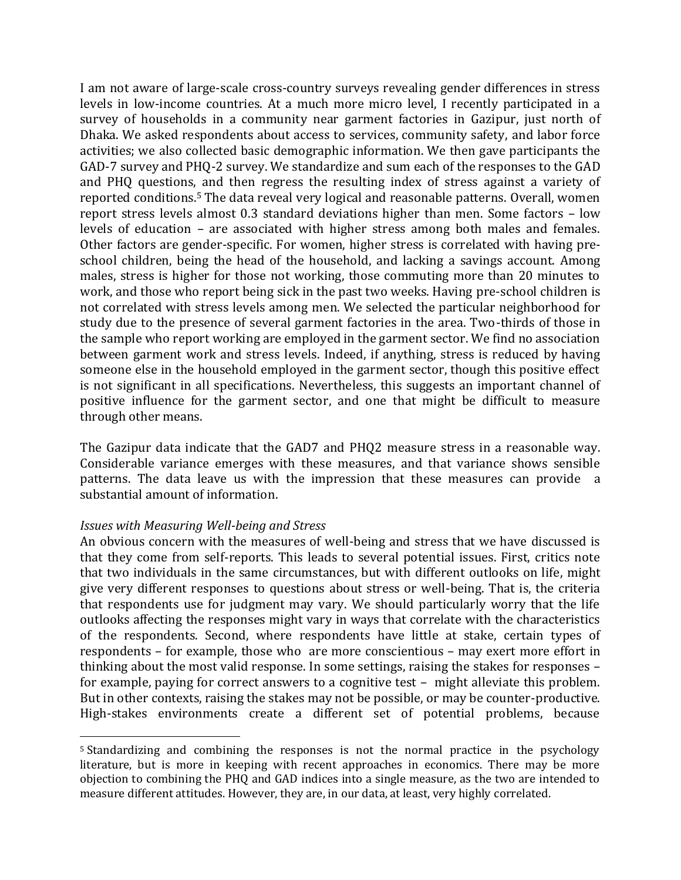I am not aware of large-scale cross-country surveys revealing gender differences in stress levels in low-income countries. At a much more micro level, I recently participated in a survey of households in a community near garment factories in Gazipur, just north of Dhaka. We asked respondents about access to services, community safety, and labor force activities; we also collected basic demographic information. We then gave participants the GAD-7 survey and PHQ-2 survey. We standardize and sum each of the responses to the GAD and PHQ questions, and then regress the resulting index of stress against a variety of reported conditions.[5] The data reveal very logical and reasonable patterns. Overall, women report stress levels almost 0.3 standard deviations higher than men. Some factors – low levels of education – are associated with higher stress among both males and females. Other factors are gender-specific. For women, higher stress is correlated with having pre-school children, being the head of the household, and lacking a savings account. Among males, stress is higher for those not working, those commuting more than 20 minutes to work, and those who report being sick in the past two weeks. Having pre-school children is not correlated with stress levels among men. We selected the particular neighborhood for study due to the presence of several garment factories in the area. Two-thirds of those in the sample who report working are employed in the garment sector. We find no association between garment work and stress levels. Indeed, if anything, stress is reduced by having someone else in the household employed in the garment sector, though this positive effect is not significant in all specifications. Nevertheless, this suggests an important channel of positive influence for the garment sector, and one that might be difficult to measure through other means.

The Gazipur data indicate that the GAD7 and PHQ2 measure stress in a reasonable way. Considerable variance emerges with these measures, and that variance shows sensible patterns. The data leave us with the impression that these measures can provide a substantial amount of information.

*Issues with Measuring Well-being and Stress*

An obvious concern with the measures of well-being and stress that we have discussed is that they come from self-reports. This leads to several potential issues. First, critics note that two individuals in the same circumstances, but with different outlooks on life, might give very different responses to questions about stress or well-being. That is, the criteria that respondents use for judgment may vary. We should particularly worry that the life outlooks affecting the responses might vary in ways that correlate with the characteristics of the respondents. Second, where respondents have little at stake, certain types of respondents – for example, those who are more conscientious – may exert more effort in thinking about the most valid response. In some settings, raising the stakes for responses – for example, paying for correct answers to a cognitive test – might alleviate this problem. But in other contexts, raising the stakes may not be possible, or may be counter-productive. High-stakes environments create a different set of potential problems, because

[5] Standardizing and combining the responses is not the normal practice in the psychology literature, but is more in keeping with recent approaches in economics. There may be more objection to combining the PHQ and GAD indices into a single measure, as the two are intended to measure different attitudes. However, they are, in our data, at least, very highly correlated.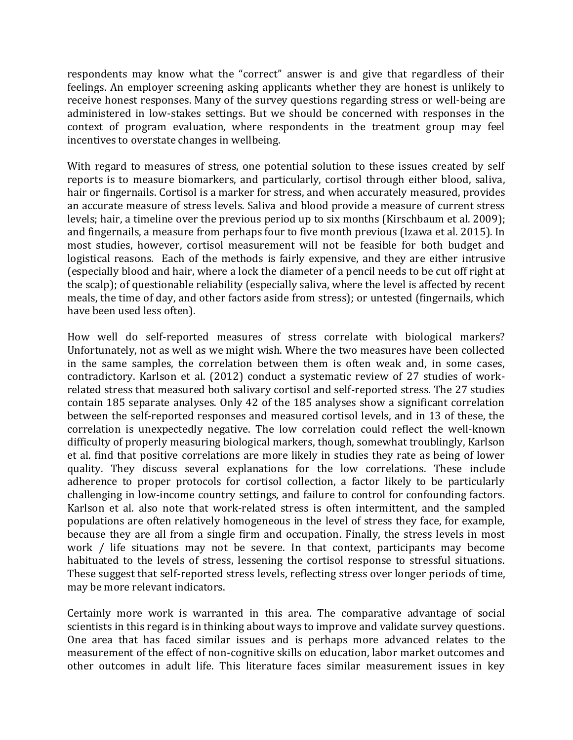respondents may know what the "correct" answer is and give that regardless of their feelings. An employer screening asking applicants whether they are honest is unlikely to receive honest responses. Many of the survey questions regarding stress or well-being are administered in low-stakes settings. But we should be concerned with responses in the context of program evaluation, where respondents in the treatment group may feel incentives to overstate changes in wellbeing.

With regard to measures of stress, one potential solution to these issues created by self reports is to measure biomarkers, and particularly, cortisol through either blood, saliva, hair or fingernails. Cortisol is a marker for stress, and when accurately measured, provides an accurate measure of stress levels. Saliva and blood provide a measure of current stress levels; hair, a timeline over the previous period up to six months (Kirschbaum et al. 2009); and fingernails, a measure from perhaps four to five month previous (Izawa et al. 2015). In most studies, however, cortisol measurement will not be feasible for both budget and logistical reasons. Each of the methods is fairly expensive, and they are either intrusive (especially blood and hair, where a lock the diameter of a pencil needs to be cut off right at the scalp); of questionable reliability (especially saliva, where the level is affected by recent meals, the time of day, and other factors aside from stress); or untested (fingernails, which have been used less often).

How well do self-reported measures of stress correlate with biological markers? Unfortunately, not as well as we might wish. Where the two measures have been collected in the same samples, the correlation between them is often weak and, in some cases, contradictory. Karlson et al. (2012) conduct a systematic review of 27 studies of work-related stress that measured both salivary cortisol and self-reported stress. The 27 studies contain 185 separate analyses. Only 42 of the 185 analyses show a significant correlation between the self-reported responses and measured cortisol levels, and in 13 of these, the correlation is unexpectedly negative. The low correlation could reflect the well-known difficulty of properly measuring biological markers, though, somewhat troublingly, Karlson et al. find that positive correlations are more likely in studies they rate as being of lower quality. They discuss several explanations for the low correlations. These include adherence to proper protocols for cortisol collection, a factor likely to be particularly challenging in low-income country settings, and failure to control for confounding factors. Karlson et al. also note that work-related stress is often intermittent, and the sampled populations are often relatively homogeneous in the level of stress they face, for example, because they are all from a single firm and occupation. Finally, the stress levels in most work / life situations may not be severe. In that context, participants may become habituated to the levels of stress, lessening the cortisol response to stressful situations. These suggest that self-reported stress levels, reflecting stress over longer periods of time, may be more relevant indicators.

Certainly more work is warranted in this area. The comparative advantage of social scientists in this regard is in thinking about ways to improve and validate survey questions. One area that has faced similar issues and is perhaps more advanced relates to the measurement of the effect of non-cognitive skills on education, labor market outcomes and other outcomes in adult life. This literature faces similar measurement issues in key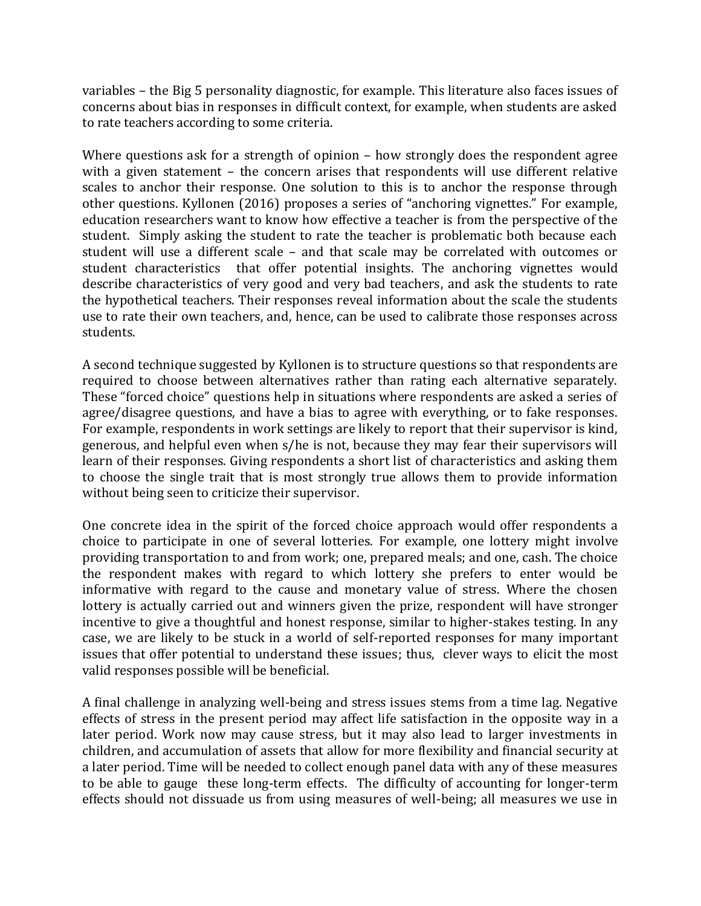variables – the Big 5 personality diagnostic, for example. This literature also faces issues of concerns about bias in responses in difficult context, for example, when students are asked to rate teachers according to some criteria.

Where questions ask for a strength of opinion – how strongly does the respondent agree with a given statement – the concern arises that respondents will use different relative scales to anchor their response. One solution to this is to anchor the response through other questions. Kyllonen (2016) proposes a series of "anchoring vignettes." For example, education researchers want to know how effective a teacher is from the perspective of the student. Simply asking the student to rate the teacher is problematic both because each student will use a different scale – and that scale may be correlated with outcomes or student characteristics that offer potential insights. The anchoring vignettes would describe characteristics of very good and very bad teachers, and ask the students to rate the hypothetical teachers. Their responses reveal information about the scale the students use to rate their own teachers, and, hence, can be used to calibrate those responses across students.

A second technique suggested by Kyllonen is to structure questions so that respondents are required to choose between alternatives rather than rating each alternative separately. These "forced choice" questions help in situations where respondents are asked a series of agree/disagree questions, and have a bias to agree with everything, or to fake responses. For example, respondents in work settings are likely to report that their supervisor is kind, generous, and helpful even when s/he is not, because they may fear their supervisors will learn of their responses. Giving respondents a short list of characteristics and asking them to choose the single trait that is most strongly true allows them to provide information without being seen to criticize their supervisor.

One concrete idea in the spirit of the forced choice approach would offer respondents a choice to participate in one of several lotteries. For example, one lottery might involve providing transportation to and from work; one, prepared meals; and one, cash. The choice the respondent makes with regard to which lottery she prefers to enter would be informative with regard to the cause and monetary value of stress. Where the chosen lottery is actually carried out and winners given the prize, respondent will have stronger incentive to give a thoughtful and honest response, similar to higher-stakes testing. In any case, we are likely to be stuck in a world of self-reported responses for many important issues that offer potential to understand these issues; thus, clever ways to elicit the most valid responses possible will be beneficial.

A final challenge in analyzing well-being and stress issues stems from a time lag. Negative effects of stress in the present period may affect life satisfaction in the opposite way in a later period. Work now may cause stress, but it may also lead to larger investments in children, and accumulation of assets that allow for more flexibility and financial security at a later period. Time will be needed to collect enough panel data with any of these measures to be able to gauge these long-term effects. The difficulty of accounting for longer-term effects should not dissuade us from using measures of well-being; all measures we use in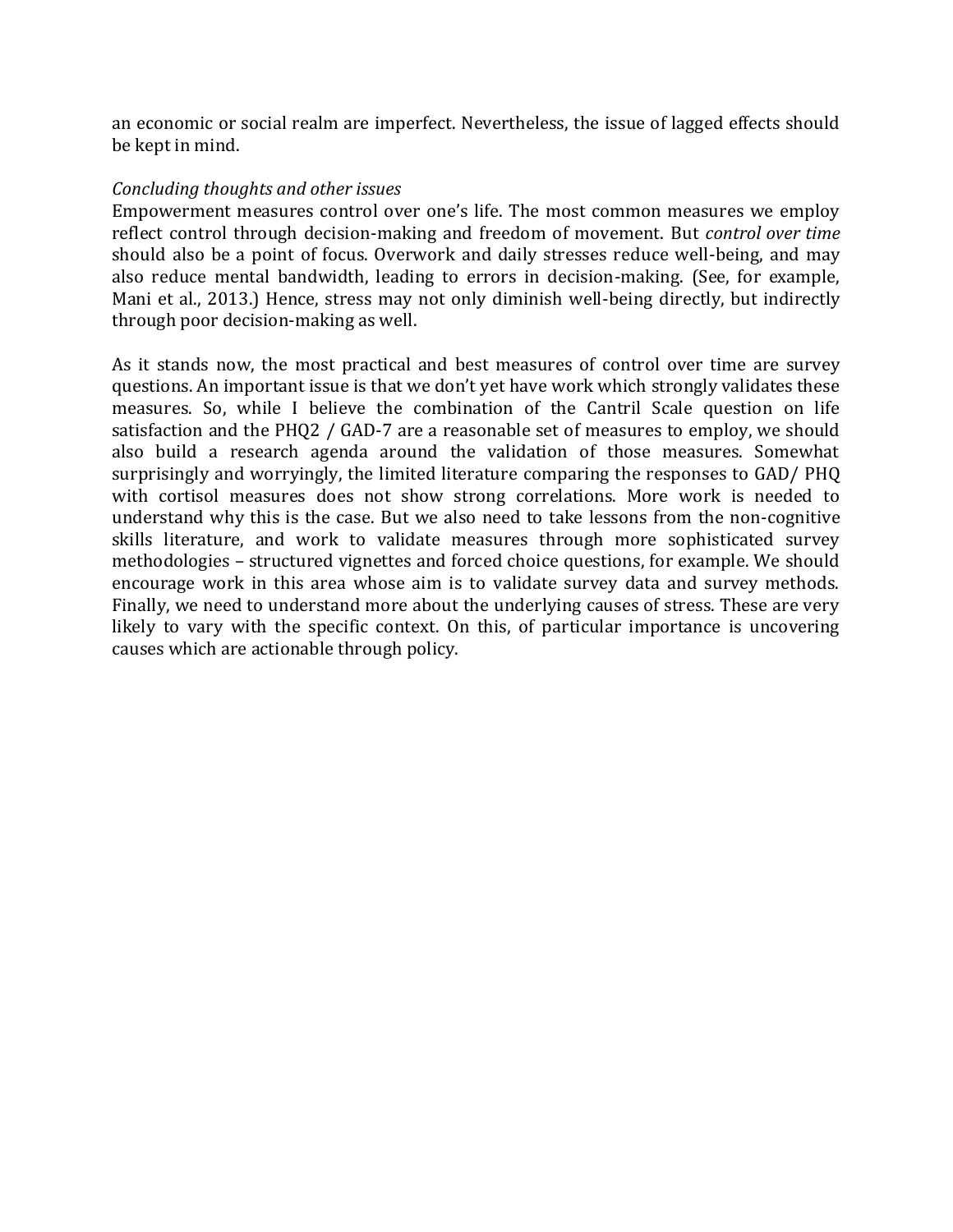an economic or social realm are imperfect. Nevertheless, the issue of lagged effects should be kept in mind.

*Concluding thoughts and other issues*

Empowerment measures control over one's life. The most common measures we employ reflect control through decision-making and freedom of movement. But *control over time* should also be a point of focus. Overwork and daily stresses reduce well-being, and may also reduce mental bandwidth, leading to errors in decision-making. (See, for example, Mani et al., 2013.) Hence, stress may not only diminish well-being directly, but indirectly through poor decision-making as well.

As it stands now, the most practical and best measures of control over time are survey questions. An important issue is that we don't yet have work which strongly validates these measures. So, while I believe the combination of the Cantril Scale question on life satisfaction and the PHQ2 / GAD-7 are a reasonable set of measures to employ, we should also build a research agenda around the validation of those measures. Somewhat surprisingly and worryingly, the limited literature comparing the responses to GAD/ PHQ with cortisol measures does not show strong correlations. More work is needed to understand why this is the case. But we also need to take lessons from the non-cognitive skills literature, and work to validate measures through more sophisticated survey methodologies – structured vignettes and forced choice questions, for example. We should encourage work in this area whose aim is to validate survey data and survey methods. Finally, we need to understand more about the underlying causes of stress. These are very likely to vary with the specific context. On this, of particular importance is uncovering causes which are actionable through policy.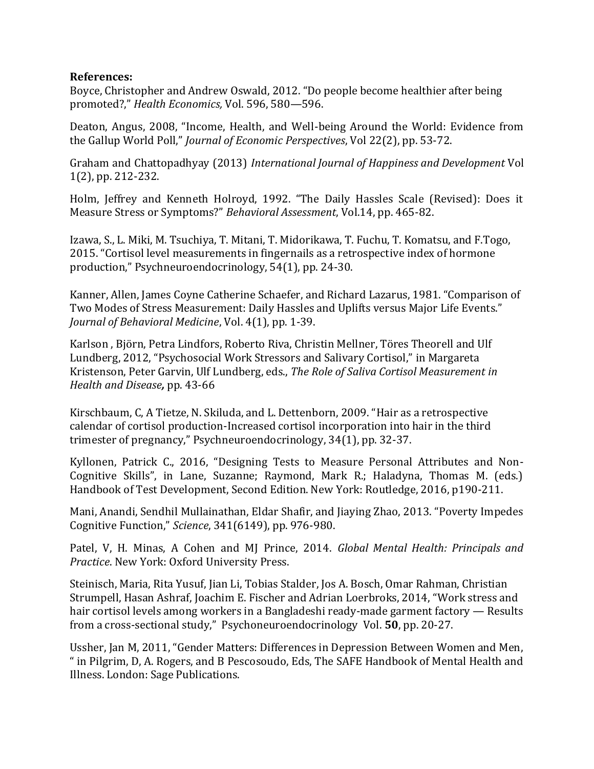**References:**

Boyce, Christopher and Andrew Oswald, 2012. "Do people become healthier after being promoted?," *Health Economics,* Vol. 596, 580—596.

Deaton, Angus, 2008, "Income, Health, and Well-being Around the World: Evidence from the Gallup World Poll," *Journal of Economic Perspectives*, Vol 22(2), pp. 53-72.

Graham and Chattopadhyay (2013) *International Journal of Happiness and Development* Vol 1(2), pp. 212-232.

Holm, Jeffrey and Kenneth Holroyd, 1992. "The Daily Hassles Scale (Revised): Does it Measure Stress or Symptoms?" *Behavioral Assessment*, Vol.14, pp. 465-82.

Izawa, S., L. Miki, M. Tsuchiya, T. Mitani, T. Midorikawa, T. Fuchu, T. Komatsu, and F.Togo, 2015. "Cortisol level measurements in fingernails as a retrospective index of hormone production," Psychneuroendocrinology, 54(1), pp. 24-30.

Kanner, Allen, James Coyne Catherine Schaefer, and Richard Lazarus, 1981. "Comparison of Two Modes of Stress Measurement: Daily Hassles and Uplifts versus Major Life Events." *Journal of Behavioral Medicine*, Vol. 4(1), pp. 1-39.

Karlson , Björn, Petra Lindfors, Roberto Riva, Christin Mellner, Töres Theorell and Ulf Lundberg, 2012, "Psychosocial Work Stressors and Salivary Cortisol," in Margareta Kristenson, Peter Garvin, Ulf Lundberg, eds., *The Role of Saliva Cortisol Measurement in Health and Disease,* pp. 43-66

Kirschbaum, C, A Tietze, N. Skiluda, and L. Dettenborn, 2009. "Hair as a retrospective calendar of cortisol production-Increased cortisol incorporation into hair in the third trimester of pregnancy," Psychneuroendocrinology, 34(1), pp. 32-37.

Kyllonen, Patrick C., 2016, "Designing Tests to Measure Personal Attributes and Non-Cognitive Skills", in Lane, Suzanne; Raymond, Mark R.; Haladyna, Thomas M. (eds.) Handbook of Test Development, Second Edition. New York: Routledge, 2016, p190-211.

Mani, Anandi, Sendhil Mullainathan, Eldar Shafir, and Jiaying Zhao, 2013. "Poverty Impedes Cognitive Function," *Science*, 341(6149), pp. 976-980.

Patel, V, H. Minas, A Cohen and MJ Prince, 2014. *Global Mental Health: Principals and Practice*. New York: Oxford University Press.

Steinisch, Maria, Rita Yusuf, Jian Li, Tobias Stalder, Jos A. Bosch, Omar Rahman, Christian Strumpell, Hasan Ashraf, Joachim E. Fischer and Adrian Loerbroks, 2014, "Work stress and hair cortisol levels among workers in a Bangladeshi ready-made garment factory — Results from a cross-sectional study," Psychoneuroendocrinology Vol. **50**, pp. 20-27.

Ussher, Jan M, 2011, "Gender Matters: Differences in Depression Between Women and Men, " in Pilgrim, D, A. Rogers, and B Pescosoudo, Eds, The SAFE Handbook of Mental Health and Illness. London: Sage Publications.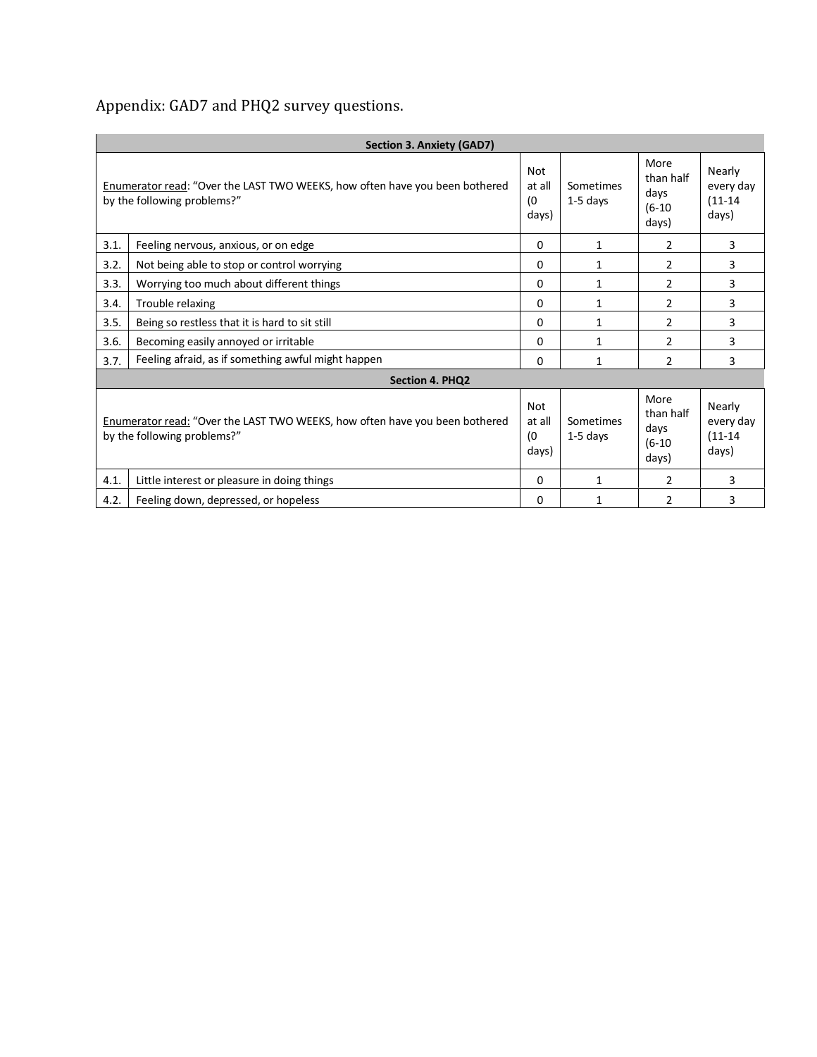Appendix: GAD7 and PHQ2 survey questions.

| Section 3. Anxiety (GAD7) | | | | | |
|---|---|---|---|---|---|
| Enumerator read: "Over the LAST TWO WEEKS, how often have you been bothered by the following problems?" | | Not at all (0 days) | Sometimes 1-5 days | More than half days (6-10 days) | Nearly every day (11-14 days) |
| 3.1. | Feeling nervous, anxious, or on edge | 0 | 1 | 2 | 3 |
| 3.2. | Not being able to stop or control worrying | 0 | 1 | 2 | 3 |
| 3.3. | Worrying too much about different things | 0 | 1 | 2 | 3 |
| 3.4. | Trouble relaxing | 0 | 1 | 2 | 3 |
| 3.5. | Being so restless that it is hard to sit still | 0 | 1 | 2 | 3 |
| 3.6. | Becoming easily annoyed or irritable | 0 | 1 | 2 | 3 |
| 3.7. | Feeling afraid, as if something awful might happen | 0 | 1 | 2 | 3 |
| **Section 4. PHQ2** | | | | | |
| Enumerator read: "Over the LAST TWO WEEKS, how often have you been bothered by the following problems?" | | Not at all (0 days) | Sometimes 1-5 days | More than half days (6-10 days) | Nearly every day (11-14 days) |
| 4.1. | Little interest or pleasure in doing things | 0 | 1 | 2 | 3 |
| 4.2. | Feeling down, depressed, or hopeless | 0 | 1 | 2 | 3 |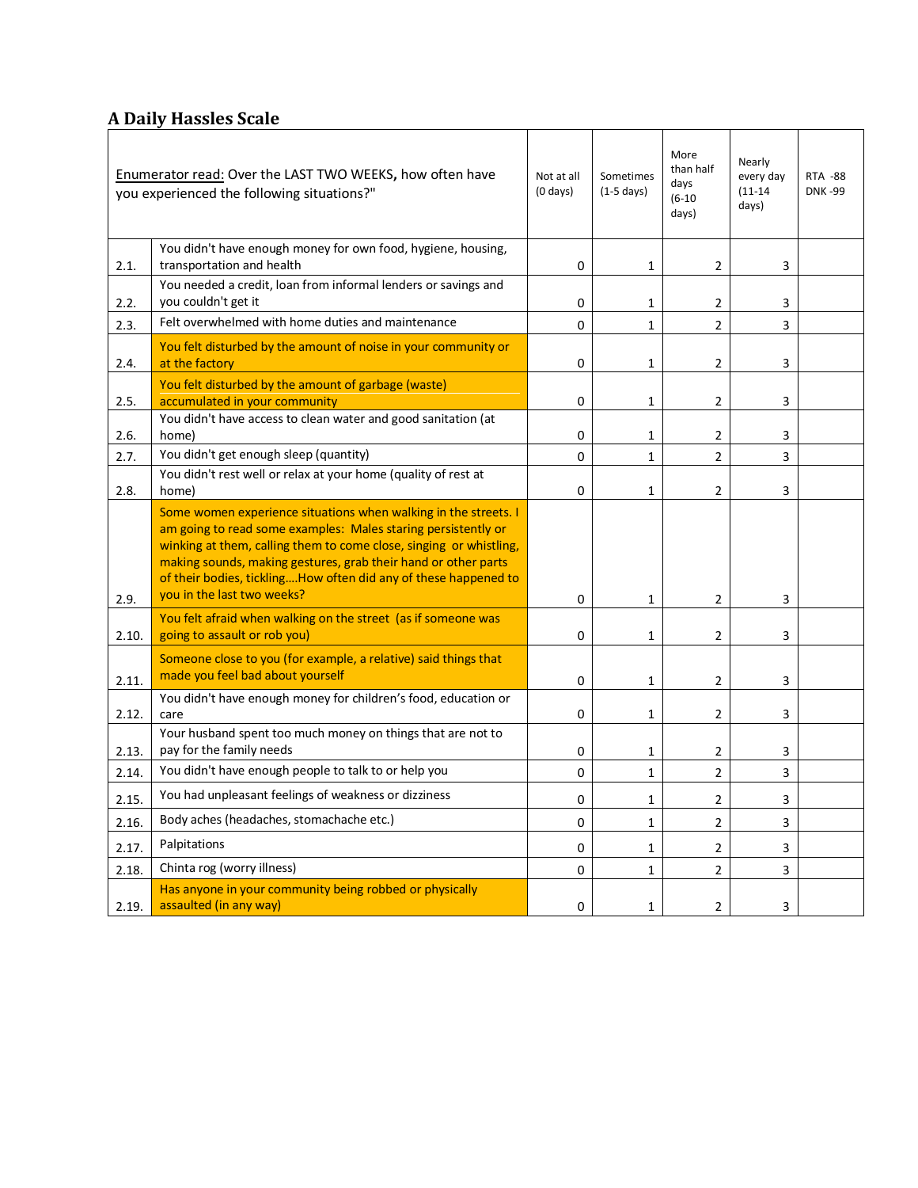## A Daily Hassles Scale

| | Enumerator read: Over the LAST TWO WEEKS, how often have you experienced the following situations?" | Not at all (0 days) | Sometimes (1-5 days) | More than half days (6-10 days) | Nearly every day (11-14 days) | RTA -88 DNK -99 |
|---|---|---|---|---|---|---|
| 2.1. | You didn't have enough money for own food, hygiene, housing, transportation and health | 0 | 1 | 2 | 3 | |
| 2.2. | You needed a credit, loan from informal lenders or savings and you couldn't get it | 0 | 1 | 2 | 3 | |
| 2.3. | Felt overwhelmed with home duties and maintenance | 0 | 1 | 2 | 3 | |
| 2.4. | You felt disturbed by the amount of noise in your community or at the factory | 0 | 1 | 2 | 3 | |
| 2.5. | You felt disturbed by the amount of garbage (waste) accumulated in your community | 0 | 1 | 2 | 3 | |
| 2.6. | You didn't have access to clean water and good sanitation (at home) | 0 | 1 | 2 | 3 | |
| 2.7. | You didn't get enough sleep (quantity) | 0 | 1 | 2 | 3 | |
| 2.8. | You didn't rest well or relax at your home (quality of rest at home) | 0 | 1 | 2 | 3 | |
| 2.9. | Some women experience situations when walking in the streets. I am going to read some examples: Males staring persistently or winking at them, calling them to come close, singing or whistling, making sounds, making gestures, grab their hand or other parts of their bodies, tickling….How often did any of these happened to you in the last two weeks? | 0 | 1 | 2 | 3 | |
| 2.10. | You felt afraid when walking on the street (as if someone was going to assault or rob you) | 0 | 1 | 2 | 3 | |
| 2.11. | Someone close to you (for example, a relative) said things that made you feel bad about yourself | 0 | 1 | 2 | 3 | |
| 2.12. | You didn't have enough money for children's food, education or care | 0 | 1 | 2 | 3 | |
| 2.13. | Your husband spent too much money on things that are not to pay for the family needs | 0 | 1 | 2 | 3 | |
| 2.14. | You didn't have enough people to talk to or help you | 0 | 1 | 2 | 3 | |
| 2.15. | You had unpleasant feelings of weakness or dizziness | 0 | 1 | 2 | 3 | |
| 2.16. | Body aches (headaches, stomachache etc.) | 0 | 1 | 2 | 3 | |
| 2.17. | Palpitations | 0 | 1 | 2 | 3 | |
| 2.18. | Chinta rog (worry illness) | 0 | 1 | 2 | 3 | |
| 2.19. | Has anyone in your community being robbed or physically assaulted (in any way) | 0 | 1 | 2 | 3 | |